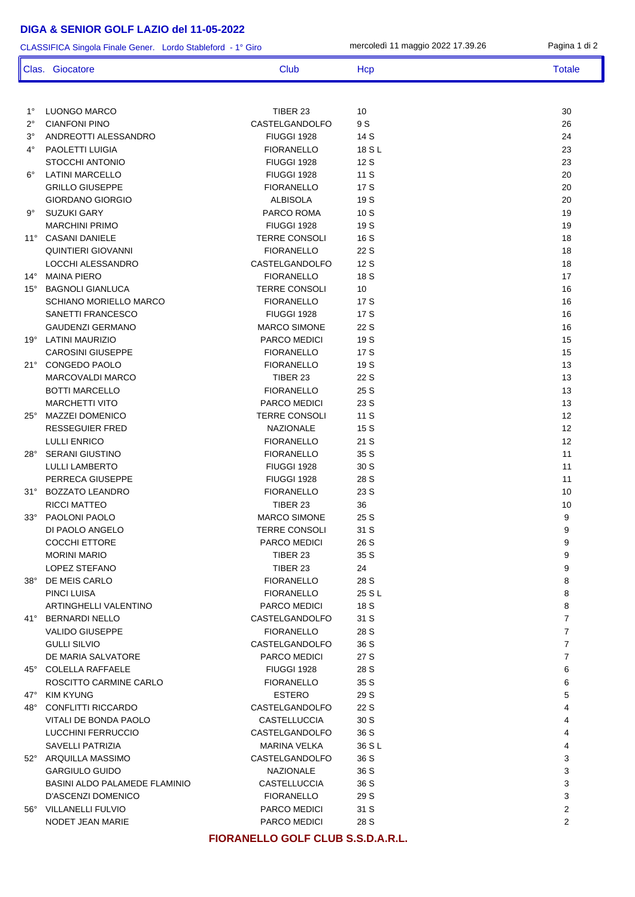# DIGA & SENIOR GOLF LAZIO del 11-05-2022

CLASSIFICA Singola Finale Gener. Lordo Stableford - 1° Giro — mercoledì 11 maggio 2022 17.39.26

| Clas. | Giocatore | Club | Hcp | Totale |
|---|---|---|---|---|
| 1° | LUONGO MARCO | TIBER 23 | 10 | 30 |
| 2° | CIANFONI PINO | CASTELGANDOLFO | 9 S | 26 |
| 3° | ANDREOTTI ALESSANDRO | FIUGGI 1928 | 14 S | 24 |
| 4° | PAOLETTI LUIGIA | FIORANELLO | 18 S L | 23 |
| | STOCCHI ANTONIO | FIUGGI 1928 | 12 S | 23 |
| 6° | LATINI MARCELLO | FIUGGI 1928 | 11 S | 20 |
| | GRILLO GIUSEPPE | FIORANELLO | 17 S | 20 |
| | GIORDANO GIORGIO | ALBISOLA | 19 S | 20 |
| 9° | SUZUKI GARY | PARCO ROMA | 10 S | 19 |
| | MARCHINI PRIMO | FIUGGI 1928 | 19 S | 19 |
| 11° | CASANI DANIELE | TERRE CONSOLI | 16 S | 18 |
| | QUINTIERI GIOVANNI | FIORANELLO | 22 S | 18 |
| | LOCCHI ALESSANDRO | CASTELGANDOLFO | 12 S | 18 |
| 14° | MAINA PIERO | FIORANELLO | 18 S | 17 |
| 15° | BAGNOLI GIANLUCA | TERRE CONSOLI | 10 | 16 |
| | SCHIANO MORIELLO MARCO | FIORANELLO | 17 S | 16 |
| | SANETTI FRANCESCO | FIUGGI 1928 | 17 S | 16 |
| | GAUDENZI GERMANO | MARCO SIMONE | 22 S | 16 |
| 19° | LATINI MAURIZIO | PARCO MEDICI | 19 S | 15 |
| | CAROSINI GIUSEPPE | FIORANELLO | 17 S | 15 |
| 21° | CONGEDO PAOLO | FIORANELLO | 19 S | 13 |
| | MARCOVALDI MARCO | TIBER 23 | 22 S | 13 |
| | BOTTI MARCELLO | FIORANELLO | 25 S | 13 |
| | MARCHETTI VITO | PARCO MEDICI | 23 S | 13 |
| 25° | MAZZEI DOMENICO | TERRE CONSOLI | 11 S | 12 |
| | RESSEGUIER FRED | NAZIONALE | 15 S | 12 |
| | LULLI ENRICO | FIORANELLO | 21 S | 12 |
| 28° | SERANI GIUSTINO | FIORANELLO | 35 S | 11 |
| | LULLI LAMBERTO | FIUGGI 1928 | 30 S | 11 |
| | PERRECA GIUSEPPE | FIUGGI 1928 | 28 S | 11 |
| 31° | BOZZATO LEANDRO | FIORANELLO | 23 S | 10 |
| | RICCI MATTEO | TIBER 23 | 36 | 10 |
| 33° | PAOLONI PAOLO | MARCO SIMONE | 25 S | 9 |
| | DI PAOLO ANGELO | TERRE CONSOLI | 31 S | 9 |
| | COCCHI ETTORE | PARCO MEDICI | 26 S | 9 |
| | MORINI MARIO | TIBER 23 | 35 S | 9 |
| | LOPEZ STEFANO | TIBER 23 | 24 | 9 |
| 38° | DE MEIS CARLO | FIORANELLO | 28 S | 8 |
| | PINCI LUISA | FIORANELLO | 25 S L | 8 |
| | ARTINGHELLI VALENTINO | PARCO MEDICI | 18 S | 8 |
| 41° | BERNARDI NELLO | CASTELGANDOLFO | 31 S | 7 |
| | VALIDO GIUSEPPE | FIORANELLO | 28 S | 7 |
| | GULLI SILVIO | CASTELGANDOLFO | 36 S | 7 |
| | DE MARIA SALVATORE | PARCO MEDICI | 27 S | 7 |
| 45° | COLELLA RAFFAELE | FIUGGI 1928 | 28 S | 6 |
| | ROSCITTO CARMINE CARLO | FIORANELLO | 35 S | 6 |
| 47° | KIM KYUNG | ESTERO | 29 S | 5 |
| 48° | CONFLITTI RICCARDO | CASTELGANDOLFO | 22 S | 4 |
| | VITALI DE BONDA PAOLO | CASTELLUCCIA | 30 S | 4 |
| | LUCCHINI FERRUCCIO | CASTELGANDOLFO | 36 S | 4 |
| | SAVELLI PATRIZIA | MARINA VELKA | 36 S L | 4 |
| 52° | ARQUILLA MASSIMO | CASTELGANDOLFO | 36 S | 3 |
| | GARGIULO GUIDO | NAZIONALE | 36 S | 3 |
| | BASINI ALDO PALAMEDE FLAMINIO | CASTELLUCCIA | 36 S | 3 |
| | D'ASCENZI DOMENICO | FIORANELLO | 29 S | 3 |
| 56° | VILLANELLI FULVIO | PARCO MEDICI | 31 S | 2 |
| | NODET JEAN MARIE | PARCO MEDICI | 28 S | 2 |

**FIORANELLO GOLF CLUB S.S.D.A.R.L.**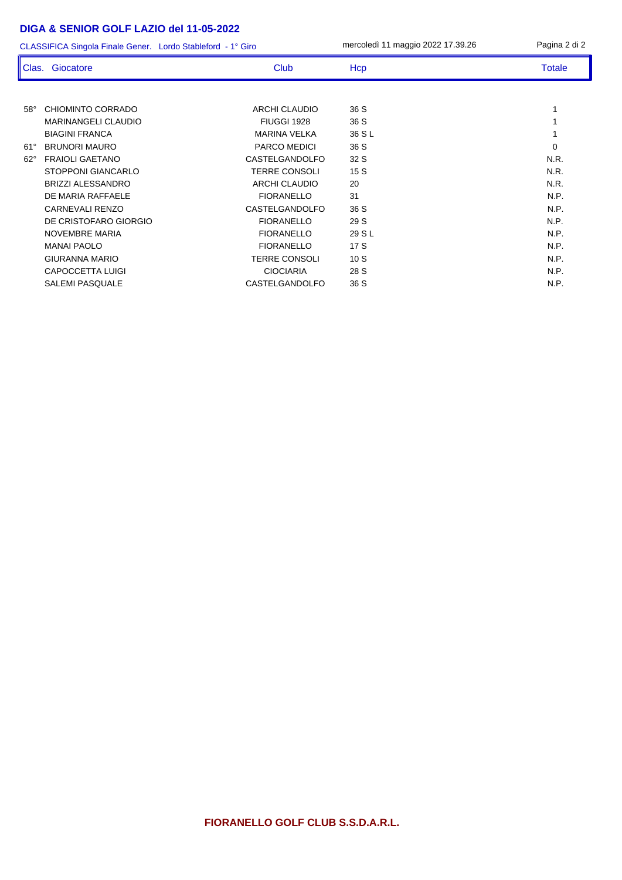## DIGA & SENIOR GOLF LAZIO del 11-05-2022

CLASSIFICA Singola Finale Gener. Lordo Stableford - 1° Giro

mercoledì 11 maggio 2022 17.39.26

| Clas. | Giocatore | Club | Hcp | Totale |
|---|---|---|---|---|
| 58° | CHIOMINTO CORRADO | ARCHI CLAUDIO | 36 S | 1 |
| | MARINANGELI CLAUDIO | FIUGGI 1928 | 36 S | 1 |
| | BIAGINI FRANCA | MARINA VELKA | 36 S L | 1 |
| 61° | BRUNORI MAURO | PARCO MEDICI | 36 S | 0 |
| 62° | FRAIOLI GAETANO | CASTELGANDOLFO | 32 S | N.R. |
| | STOPPONI GIANCARLO | TERRE CONSOLI | 15 S | N.R. |
| | BRIZZI ALESSANDRO | ARCHI CLAUDIO | 20 | N.R. |
| | DE MARIA RAFFAELE | FIORANELLO | 31 | N.P. |
| | CARNEVALI RENZO | CASTELGANDOLFO | 36 S | N.P. |
| | DE CRISTOFARO GIORGIO | FIORANELLO | 29 S | N.P. |
| | NOVEMBRE MARIA | FIORANELLO | 29 S L | N.P. |
| | MANAI PAOLO | FIORANELLO | 17 S | N.P. |
| | GIURANNA MARIO | TERRE CONSOLI | 10 S | N.P. |
| | CAPOCCETTA LUIGI | CIOCIARIA | 28 S | N.P. |
| | SALEMI PASQUALE | CASTELGANDOLFO | 36 S | N.P. |

**FIORANELLO GOLF CLUB S.S.D.A.R.L.**